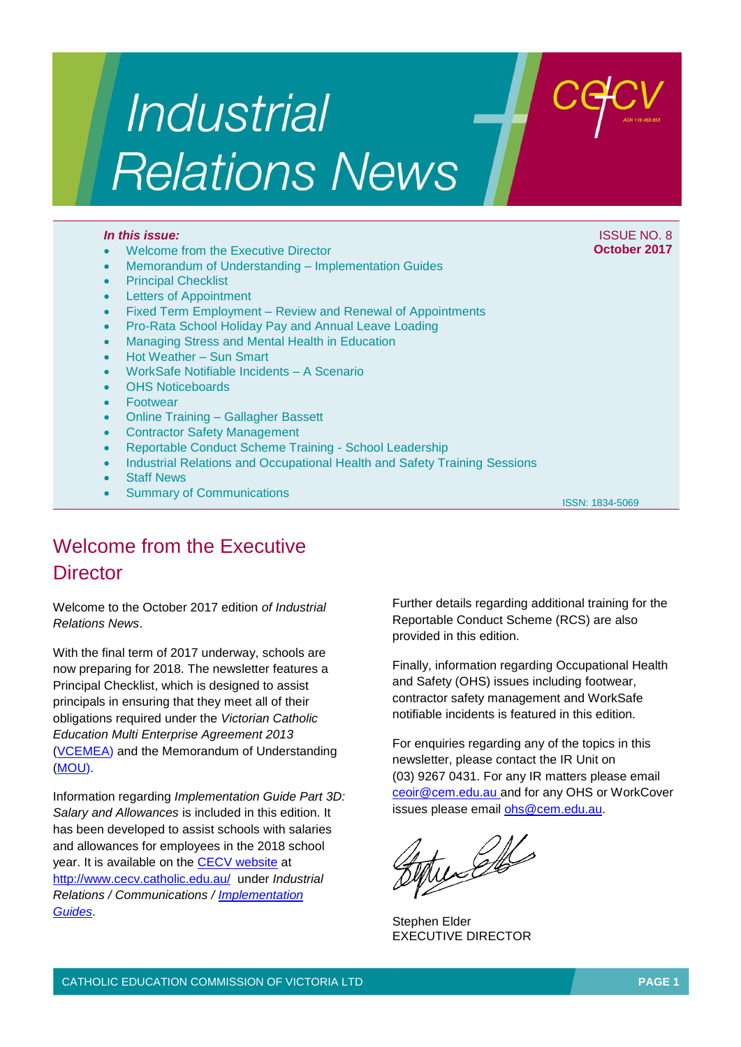# Industrial Relations News

ISSUE NO. 8
**October 2017**

***In this issue:***

- Welcome from the Executive Director
- Memorandum of Understanding – Implementation Guides
- Principal Checklist
- Letters of Appointment
- Fixed Term Employment – Review and Renewal of Appointments
- Pro-Rata School Holiday Pay and Annual Leave Loading
- Managing Stress and Mental Health in Education
- Hot Weather – Sun Smart
- WorkSafe Notifiable Incidents – A Scenario
- OHS Noticeboards
- Footwear
- Online Training – Gallagher Bassett
- Contractor Safety Management
- Reportable Conduct Scheme Training - School Leadership
- Industrial Relations and Occupational Health and Safety Training Sessions
- Staff News
- Summary of Communications

ISSN: 1834-5069

## Welcome from the Executive Director

Welcome to the October 2017 edition *of Industrial Relations News*.

With the final term of 2017 underway, schools are now preparing for 2018. The newsletter features a Principal Checklist, which is designed to assist principals in ensuring that they meet all of their obligations required under the *Victorian Catholic Education Multi Enterprise Agreement 2013* (VCEMEA) and the Memorandum of Understanding (MOU).

Information regarding *Implementation Guide Part 3D: Salary and Allowances* is included in this edition. It has been developed to assist schools with salaries and allowances for employees in the 2018 school year. It is available on the CECV website at http://www.cecv.catholic.edu.au/ under *Industrial Relations / Communications / Implementation Guides*.

Further details regarding additional training for the Reportable Conduct Scheme (RCS) are also provided in this edition.

Finally, information regarding Occupational Health and Safety (OHS) issues including footwear, contractor safety management and WorkSafe notifiable incidents is featured in this edition.

For enquiries regarding any of the topics in this newsletter, please contact the IR Unit on (03) 9267 0431. For any IR matters please email ceoir@cem.edu.au and for any OHS or WorkCover issues please email ohs@cem.edu.au.

Stephen Elder
EXECUTIVE DIRECTOR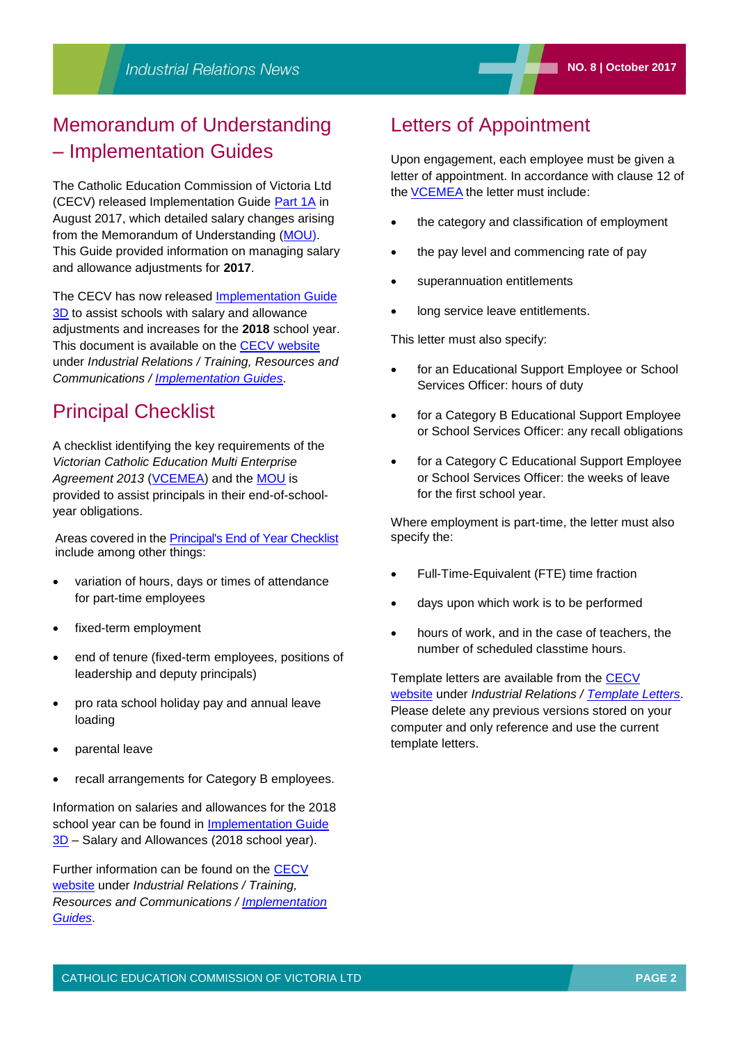## Memorandum of Understanding – Implementation Guides

The Catholic Education Commission of Victoria Ltd (CECV) released Implementation Guide Part 1A in August 2017, which detailed salary changes arising from the Memorandum of Understanding (MOU). This Guide provided information on managing salary and allowance adjustments for **2017**.

The CECV has now released Implementation Guide 3D to assist schools with salary and allowance adjustments and increases for the **2018** school year. This document is available on the CECV website under *Industrial Relations / Training, Resources and Communications / Implementation Guides*.

## Principal Checklist

A checklist identifying the key requirements of the *Victorian Catholic Education Multi Enterprise Agreement 2013* (VCEMEA) and the MOU is provided to assist principals in their end-of-school-year obligations.

Areas covered in the Principal's End of Year Checklist include among other things:

- variation of hours, days or times of attendance for part-time employees
- fixed-term employment
- end of tenure (fixed-term employees, positions of leadership and deputy principals)
- pro rata school holiday pay and annual leave loading
- parental leave
- recall arrangements for Category B employees.

Information on salaries and allowances for the 2018 school year can be found in Implementation Guide 3D – Salary and Allowances (2018 school year).

Further information can be found on the CECV website under *Industrial Relations / Training, Resources and Communications / Implementation Guides*.

## Letters of Appointment

Upon engagement, each employee must be given a letter of appointment. In accordance with clause 12 of the VCEMEA the letter must include:

- the category and classification of employment
- the pay level and commencing rate of pay
- superannuation entitlements
- long service leave entitlements.

This letter must also specify:

- for an Educational Support Employee or School Services Officer: hours of duty
- for a Category B Educational Support Employee or School Services Officer: any recall obligations
- for a Category C Educational Support Employee or School Services Officer: the weeks of leave for the first school year.

Where employment is part-time, the letter must also specify the:

- Full-Time-Equivalent (FTE) time fraction
- days upon which work is to be performed
- hours of work, and in the case of teachers, the number of scheduled classtime hours.

Template letters are available from the CECV website under *Industrial Relations / Template Letters*. Please delete any previous versions stored on your computer and only reference and use the current template letters.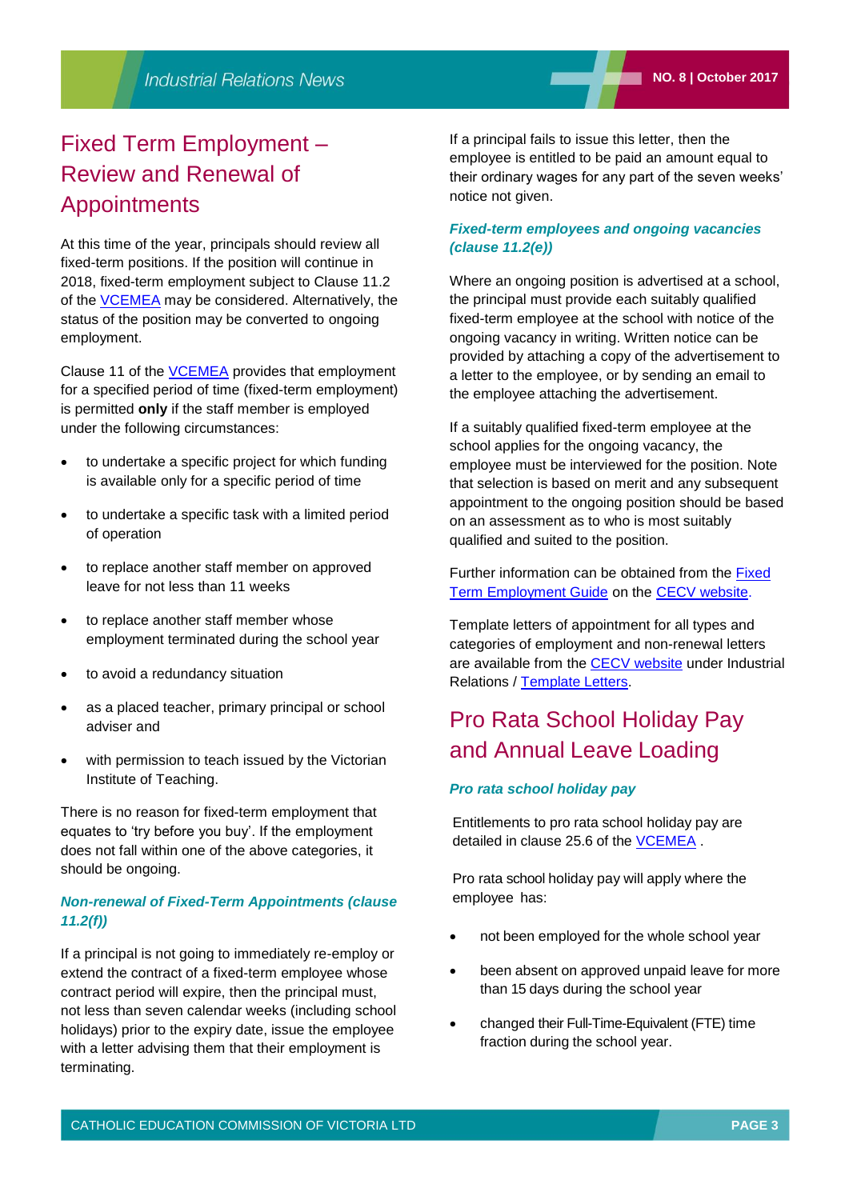## Fixed Term Employment – Review and Renewal of Appointments

At this time of the year, principals should review all fixed-term positions. If the position will continue in 2018, fixed-term employment subject to Clause 11.2 of the VCEMEA may be considered. Alternatively, the status of the position may be converted to ongoing employment.

Clause 11 of the VCEMEA provides that employment for a specified period of time (fixed-term employment) is permitted **only** if the staff member is employed under the following circumstances:

- to undertake a specific project for which funding is available only for a specific period of time
- to undertake a specific task with a limited period of operation
- to replace another staff member on approved leave for not less than 11 weeks
- to replace another staff member whose employment terminated during the school year
- to avoid a redundancy situation
- as a placed teacher, primary principal or school adviser and
- with permission to teach issued by the Victorian Institute of Teaching.

There is no reason for fixed-term employment that equates to 'try before you buy'. If the employment does not fall within one of the above categories, it should be ongoing.

### *Non-renewal of Fixed-Term Appointments (clause 11.2(f))*

If a principal is not going to immediately re-employ or extend the contract of a fixed-term employee whose contract period will expire, then the principal must, not less than seven calendar weeks (including school holidays) prior to the expiry date, issue the employee with a letter advising them that their employment is terminating.

If a principal fails to issue this letter, then the employee is entitled to be paid an amount equal to their ordinary wages for any part of the seven weeks' notice not given.

### *Fixed-term employees and ongoing vacancies (clause 11.2(e))*

Where an ongoing position is advertised at a school, the principal must provide each suitably qualified fixed-term employee at the school with notice of the ongoing vacancy in writing. Written notice can be provided by attaching a copy of the advertisement to a letter to the employee, or by sending an email to the employee attaching the advertisement.

If a suitably qualified fixed-term employee at the school applies for the ongoing vacancy, the employee must be interviewed for the position. Note that selection is based on merit and any subsequent appointment to the ongoing position should be based on an assessment as to who is most suitably qualified and suited to the position.

Further information can be obtained from the Fixed Term Employment Guide on the CECV website.

Template letters of appointment for all types and categories of employment and non-renewal letters are available from the CECV website under Industrial Relations / Template Letters.

## Pro Rata School Holiday Pay and Annual Leave Loading

### *Pro rata school holiday pay*

Entitlements to pro rata school holiday pay are detailed in clause 25.6 of the VCEMEA .

Pro rata school holiday pay will apply where the employee has:

- not been employed for the whole school year
- been absent on approved unpaid leave for more than 15 days during the school year
- changed their Full-Time-Equivalent (FTE) time fraction during the school year.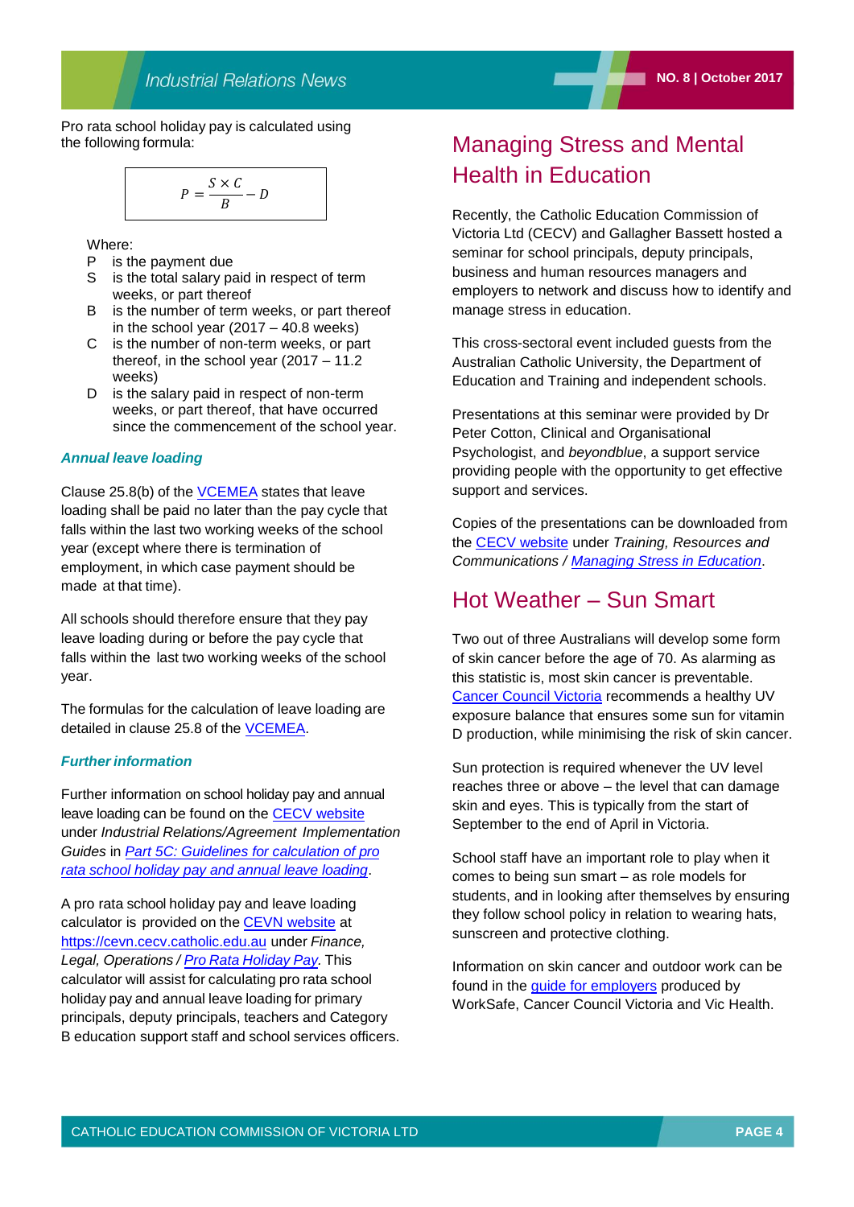Pro rata school holiday pay is calculated using the following formula:

$$P = \frac{S \times C}{B} - D$$

Where:

- P is the payment due
- S is the total salary paid in respect of term weeks, or part thereof
- B is the number of term weeks, or part thereof in the school year (2017 – 40.8 weeks)
- C is the number of non-term weeks, or part thereof, in the school year (2017 – 11.2 weeks)
- D is the salary paid in respect of non-term weeks, or part thereof, that have occurred since the commencement of the school year.

### *Annual leave loading*

Clause 25.8(b) of the VCEMEA states that leave loading shall be paid no later than the pay cycle that falls within the last two working weeks of the school year (except where there is termination of employment, in which case payment should be made at that time).

All schools should therefore ensure that they pay leave loading during or before the pay cycle that falls within the last two working weeks of the school year.

The formulas for the calculation of leave loading are detailed in clause 25.8 of the VCEMEA.

### *Further information*

Further information on school holiday pay and annual leave loading can be found on the CECV website under *Industrial Relations/Agreement Implementation Guides* in *Part 5C: Guidelines for calculation of pro rata school holiday pay and annual leave loading*.

A pro rata school holiday pay and leave loading calculator is provided on the CEVN website at https://cevn.cecv.catholic.edu.au under *Finance, Legal, Operations / Pro Rata Holiday Pay*. This calculator will assist for calculating pro rata school holiday pay and annual leave loading for primary principals, deputy principals, teachers and Category B education support staff and school services officers.

## Managing Stress and Mental Health in Education

Recently, the Catholic Education Commission of Victoria Ltd (CECV) and Gallagher Bassett hosted a seminar for school principals, deputy principals, business and human resources managers and employers to network and discuss how to identify and manage stress in education.

This cross-sectoral event included guests from the Australian Catholic University, the Department of Education and Training and independent schools.

Presentations at this seminar were provided by Dr Peter Cotton, Clinical and Organisational Psychologist, and *beyondblue*, a support service providing people with the opportunity to get effective support and services.

Copies of the presentations can be downloaded from the CECV website under *Training, Resources and Communications / Managing Stress in Education*.

## Hot Weather – Sun Smart

Two out of three Australians will develop some form of skin cancer before the age of 70. As alarming as this statistic is, most skin cancer is preventable. Cancer Council Victoria recommends a healthy UV exposure balance that ensures some sun for vitamin D production, while minimising the risk of skin cancer.

Sun protection is required whenever the UV level reaches three or above – the level that can damage skin and eyes. This is typically from the start of September to the end of April in Victoria.

School staff have an important role to play when it comes to being sun smart – as role models for students, and in looking after themselves by ensuring they follow school policy in relation to wearing hats, sunscreen and protective clothing.

Information on skin cancer and outdoor work can be found in the guide for employers produced by WorkSafe, Cancer Council Victoria and Vic Health.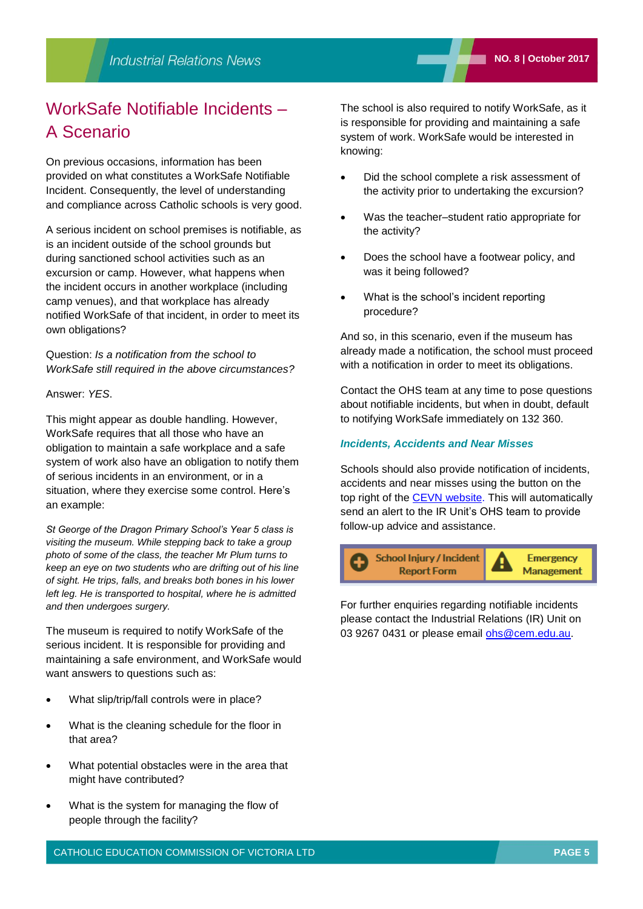# WorkSafe Notifiable Incidents – A Scenario

On previous occasions, information has been provided on what constitutes a WorkSafe Notifiable Incident. Consequently, the level of understanding and compliance across Catholic schools is very good.

A serious incident on school premises is notifiable, as is an incident outside of the school grounds but during sanctioned school activities such as an excursion or camp. However, what happens when the incident occurs in another workplace (including camp venues), and that workplace has already notified WorkSafe of that incident, in order to meet its own obligations?

Question: *Is a notification from the school to WorkSafe still required in the above circumstances?*

Answer: *YES*.

This might appear as double handling. However, WorkSafe requires that all those who have an obligation to maintain a safe workplace and a safe system of work also have an obligation to notify them of serious incidents in an environment, or in a situation, where they exercise some control. Here's an example:

*St George of the Dragon Primary School's Year 5 class is visiting the museum. While stepping back to take a group photo of some of the class, the teacher Mr Plum turns to keep an eye on two students who are drifting out of his line of sight. He trips, falls, and breaks both bones in his lower left leg. He is transported to hospital, where he is admitted and then undergoes surgery.*

The museum is required to notify WorkSafe of the serious incident. It is responsible for providing and maintaining a safe environment, and WorkSafe would want answers to questions such as:

- What slip/trip/fall controls were in place?
- What is the cleaning schedule for the floor in that area?
- What potential obstacles were in the area that might have contributed?
- What is the system for managing the flow of people through the facility?

The school is also required to notify WorkSafe, as it is responsible for providing and maintaining a safe system of work. WorkSafe would be interested in knowing:

- Did the school complete a risk assessment of the activity prior to undertaking the excursion?
- Was the teacher–student ratio appropriate for the activity?
- Does the school have a footwear policy, and was it being followed?
- What is the school's incident reporting procedure?

And so, in this scenario, even if the museum has already made a notification, the school must proceed with a notification in order to meet its obligations.

Contact the OHS team at any time to pose questions about notifiable incidents, but when in doubt, default to notifying WorkSafe immediately on 132 360.

### *Incidents, Accidents and Near Misses*

Schools should also provide notification of incidents, accidents and near misses using the button on the top right of the CEVN website. This will automatically send an alert to the IR Unit's OHS team to provide follow-up advice and assistance.

| School Injury / Incident Report Form | Emergency Management |
|---|---|

For further enquiries regarding notifiable incidents please contact the Industrial Relations (IR) Unit on 03 9267 0431 or please email ohs@cem.edu.au.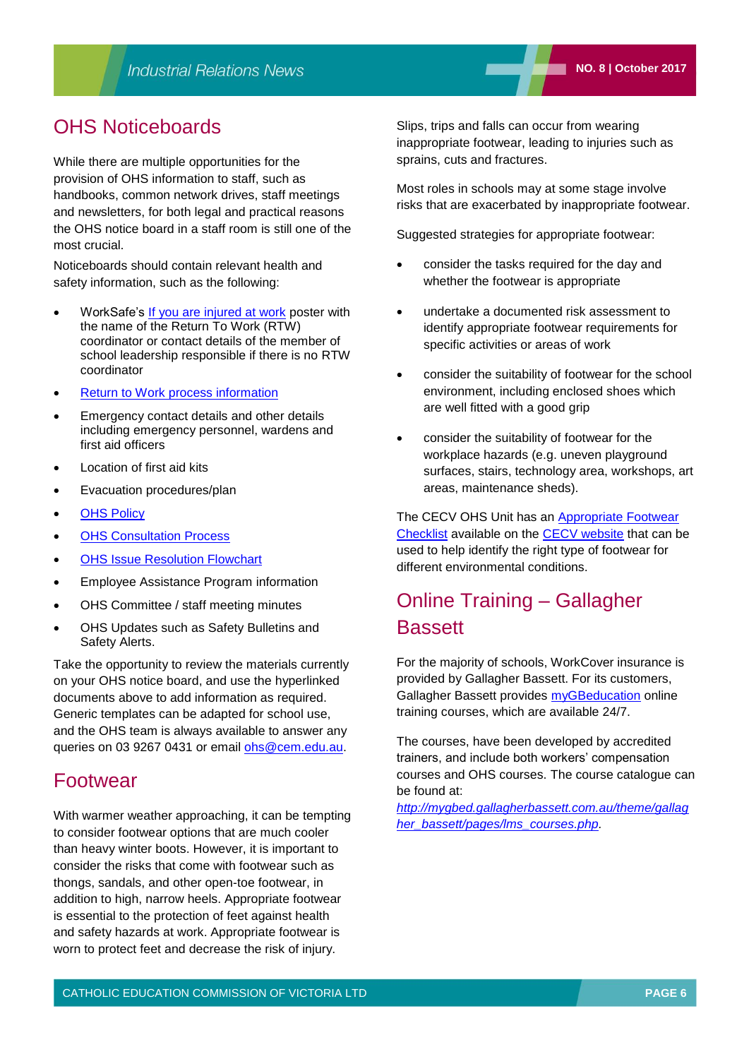## OHS Noticeboards

While there are multiple opportunities for the provision of OHS information to staff, such as handbooks, common network drives, staff meetings and newsletters, for both legal and practical reasons the OHS notice board in a staff room is still one of the most crucial.

Noticeboards should contain relevant health and safety information, such as the following:

- WorkSafe's If you are injured at work poster with the name of the Return To Work (RTW) coordinator or contact details of the member of school leadership responsible if there is no RTW coordinator
- Return to Work process information
- Emergency contact details and other details including emergency personnel, wardens and first aid officers
- Location of first aid kits
- Evacuation procedures/plan
- OHS Policy
- OHS Consultation Process
- OHS Issue Resolution Flowchart
- Employee Assistance Program information
- OHS Committee / staff meeting minutes
- OHS Updates such as Safety Bulletins and Safety Alerts.

Take the opportunity to review the materials currently on your OHS notice board, and use the hyperlinked documents above to add information as required. Generic templates can be adapted for school use, and the OHS team is always available to answer any queries on 03 9267 0431 or email ohs@cem.edu.au.

## Footwear

With warmer weather approaching, it can be tempting to consider footwear options that are much cooler than heavy winter boots. However, it is important to consider the risks that come with footwear such as thongs, sandals, and other open-toe footwear, in addition to high, narrow heels. Appropriate footwear is essential to the protection of feet against health and safety hazards at work. Appropriate footwear is worn to protect feet and decrease the risk of injury.

Slips, trips and falls can occur from wearing inappropriate footwear, leading to injuries such as sprains, cuts and fractures.

Most roles in schools may at some stage involve risks that are exacerbated by inappropriate footwear.

Suggested strategies for appropriate footwear:

- consider the tasks required for the day and whether the footwear is appropriate
- undertake a documented risk assessment to identify appropriate footwear requirements for specific activities or areas of work
- consider the suitability of footwear for the school environment, including enclosed shoes which are well fitted with a good grip
- consider the suitability of footwear for the workplace hazards (e.g. uneven playground surfaces, stairs, technology area, workshops, art areas, maintenance sheds).

The CECV OHS Unit has an Appropriate Footwear Checklist available on the CECV website that can be used to help identify the right type of footwear for different environmental conditions.

## Online Training – Gallagher Bassett

For the majority of schools, WorkCover insurance is provided by Gallagher Bassett. For its customers, Gallagher Bassett provides myGBeducation online training courses, which are available 24/7.

The courses, have been developed by accredited trainers, and include both workers' compensation courses and OHS courses. The course catalogue can be found at: *http://mygbed.gallagherbassett.com.au/theme/gallagher_bassett/pages/lms_courses.php*.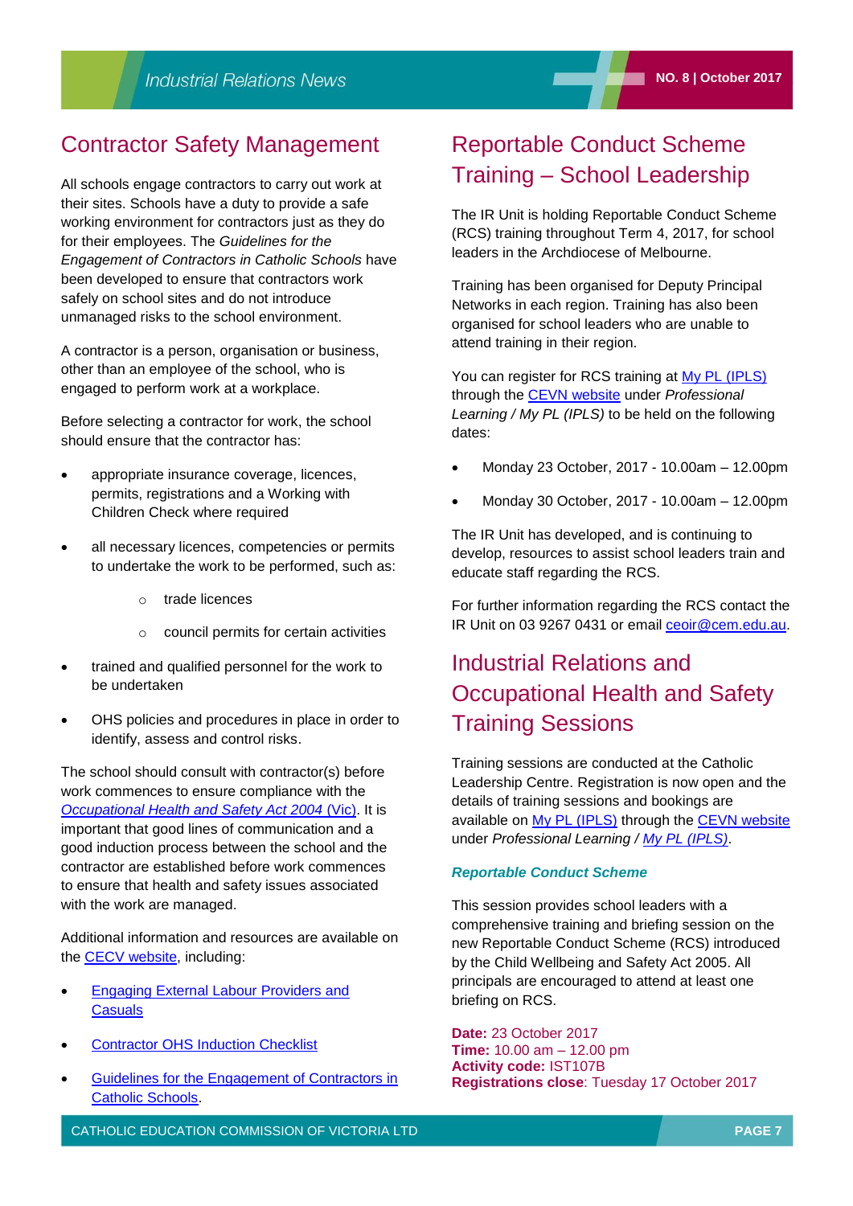# Contractor Safety Management

All schools engage contractors to carry out work at their sites. Schools have a duty to provide a safe working environment for contractors just as they do for their employees. The *Guidelines for the Engagement of Contractors in Catholic Schools* have been developed to ensure that contractors work safely on school sites and do not introduce unmanaged risks to the school environment.

A contractor is a person, organisation or business, other than an employee of the school, who is engaged to perform work at a workplace.

Before selecting a contractor for work, the school should ensure that the contractor has:

- appropriate insurance coverage, licences, permits, registrations and a Working with Children Check where required
- all necessary licences, competencies or permits to undertake the work to be performed, such as:
  - trade licences
  - council permits for certain activities
- trained and qualified personnel for the work to be undertaken
- OHS policies and procedures in place in order to identify, assess and control risks.

The school should consult with contractor(s) before work commences to ensure compliance with the [*Occupational Health and Safety Act 2004* (Vic)]. It is important that good lines of communication and a good induction process between the school and the contractor are established before work commences to ensure that health and safety issues associated with the work are managed.

Additional information and resources are available on the CECV website, including:

- Engaging External Labour Providers and Casuals
- Contractor OHS Induction Checklist
- Guidelines for the Engagement of Contractors in Catholic Schools.

# Reportable Conduct Scheme Training – School Leadership

The IR Unit is holding Reportable Conduct Scheme (RCS) training throughout Term 4, 2017, for school leaders in the Archdiocese of Melbourne.

Training has been organised for Deputy Principal Networks in each region. Training has also been organised for school leaders who are unable to attend training in their region.

You can register for RCS training at My PL (IPLS) through the CEVN website under *Professional Learning / My PL (IPLS)* to be held on the following dates:

- Monday 23 October, 2017 - 10.00am – 12.00pm
- Monday 30 October, 2017 - 10.00am – 12.00pm

The IR Unit has developed, and is continuing to develop, resources to assist school leaders train and educate staff regarding the RCS.

For further information regarding the RCS contact the IR Unit on 03 9267 0431 or email ceoir@cem.edu.au.

# Industrial Relations and Occupational Health and Safety Training Sessions

Training sessions are conducted at the Catholic Leadership Centre. Registration is now open and the details of training sessions and bookings are available on My PL (IPLS) through the CEVN website under *Professional Learning / My PL (IPLS)*.

### *Reportable Conduct Scheme*

This session provides school leaders with a comprehensive training and briefing session on the new Reportable Conduct Scheme (RCS) introduced by the Child Wellbeing and Safety Act 2005. All principals are encouraged to attend at least one briefing on RCS.

**Date:** 23 October 2017
**Time:** 10.00 am – 12.00 pm
**Activity code:** IST107B
**Registrations close**: Tuesday 17 October 2017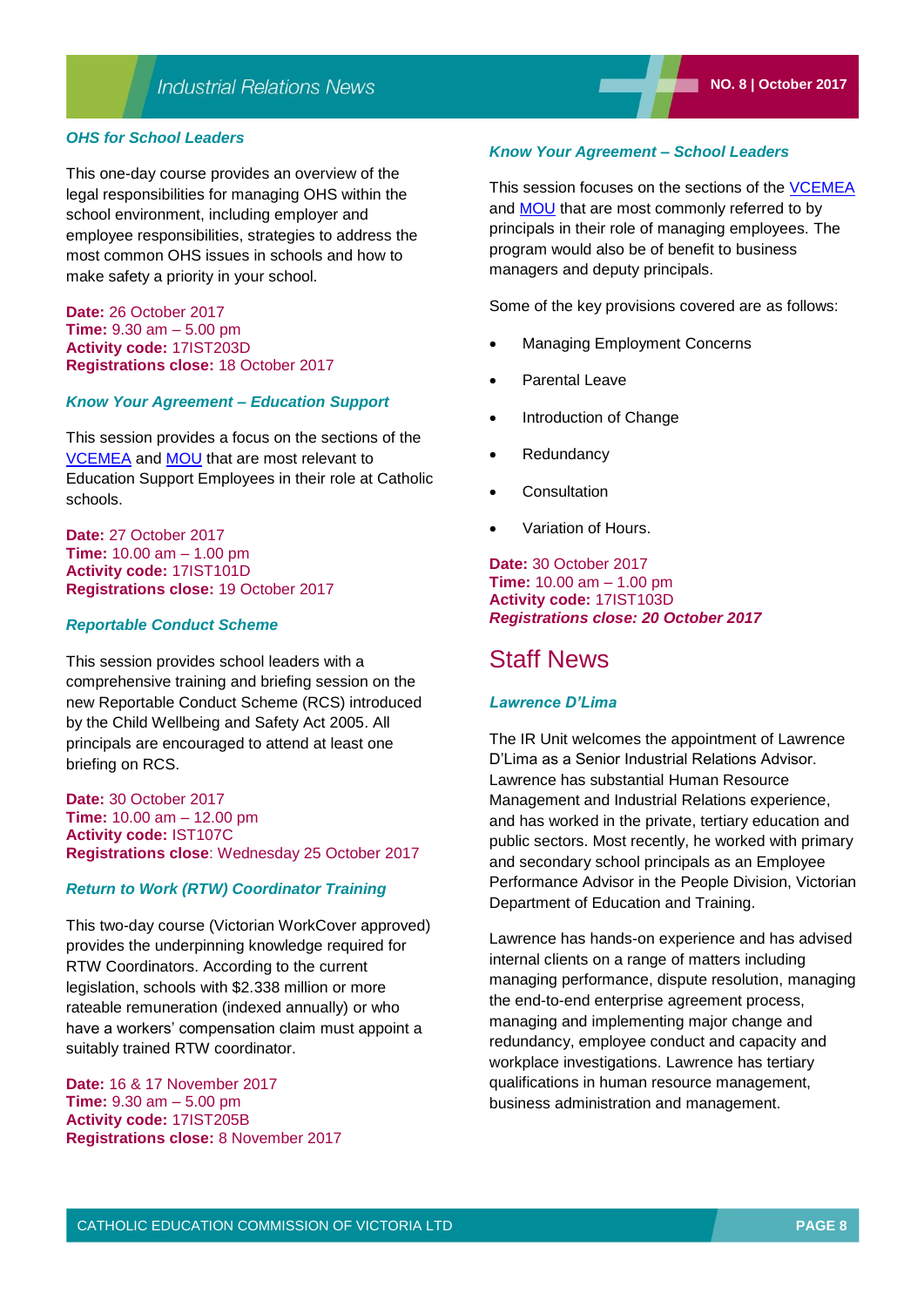### *OHS for School Leaders*

This one-day course provides an overview of the legal responsibilities for managing OHS within the school environment, including employer and employee responsibilities, strategies to address the most common OHS issues in schools and how to make safety a priority in your school.

**Date:** 26 October 2017
**Time:** 9.30 am – 5.00 pm
**Activity code:** 17IST203D
**Registrations close:** 18 October 2017

### *Know Your Agreement – Education Support*

This session provides a focus on the sections of the VCEMEA and MOU that are most relevant to Education Support Employees in their role at Catholic schools.

**Date:** 27 October 2017
**Time:** 10.00 am – 1.00 pm
**Activity code:** 17IST101D
**Registrations close:** 19 October 2017

### *Reportable Conduct Scheme*

This session provides school leaders with a comprehensive training and briefing session on the new Reportable Conduct Scheme (RCS) introduced by the Child Wellbeing and Safety Act 2005. All principals are encouraged to attend at least one briefing on RCS.

**Date:** 30 October 2017
**Time:** 10.00 am – 12.00 pm
**Activity code:** IST107C
**Registrations close**: Wednesday 25 October 2017

### *Return to Work (RTW) Coordinator Training*

This two-day course (Victorian WorkCover approved) provides the underpinning knowledge required for RTW Coordinators. According to the current legislation, schools with $2.338 million or more rateable remuneration (indexed annually) or who have a workers' compensation claim must appoint a suitably trained RTW coordinator.

**Date:** 16 & 17 November 2017
**Time:** 9.30 am – 5.00 pm
**Activity code:** 17IST205B
**Registrations close:** 8 November 2017

### *Know Your Agreement – School Leaders*

This session focuses on the sections of the VCEMEA and MOU that are most commonly referred to by principals in their role of managing employees. The program would also be of benefit to business managers and deputy principals.

Some of the key provisions covered are as follows:

- Managing Employment Concerns
- Parental Leave
- Introduction of Change
- Redundancy
- Consultation
- Variation of Hours.

**Date:** 30 October 2017
**Time:** 10.00 am – 1.00 pm
**Activity code:** 17IST103D
***Registrations close: 20 October 2017***

## Staff News

### *Lawrence D'Lima*

The IR Unit welcomes the appointment of Lawrence D'Lima as a Senior Industrial Relations Advisor. Lawrence has substantial Human Resource Management and Industrial Relations experience, and has worked in the private, tertiary education and public sectors. Most recently, he worked with primary and secondary school principals as an Employee Performance Advisor in the People Division, Victorian Department of Education and Training.

Lawrence has hands-on experience and has advised internal clients on a range of matters including managing performance, dispute resolution, managing the end-to-end enterprise agreement process, managing and implementing major change and redundancy, employee conduct and capacity and workplace investigations. Lawrence has tertiary qualifications in human resource management, business administration and management.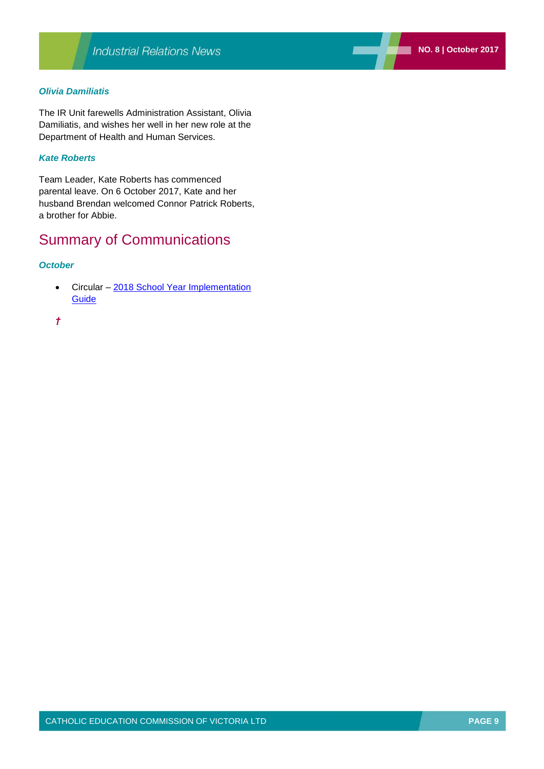### *Olivia Damiliatis*

The IR Unit farewells Administration Assistant, Olivia Damiliatis, and wishes her well in her new role at the Department of Health and Human Services.

### *Kate Roberts*

Team Leader, Kate Roberts has commenced parental leave. On 6 October 2017, Kate and her husband Brendan welcomed Connor Patrick Roberts, a brother for Abbie.

## Summary of Communications

### *October*

- Circular – 2018 School Year Implementation Guide

*†*